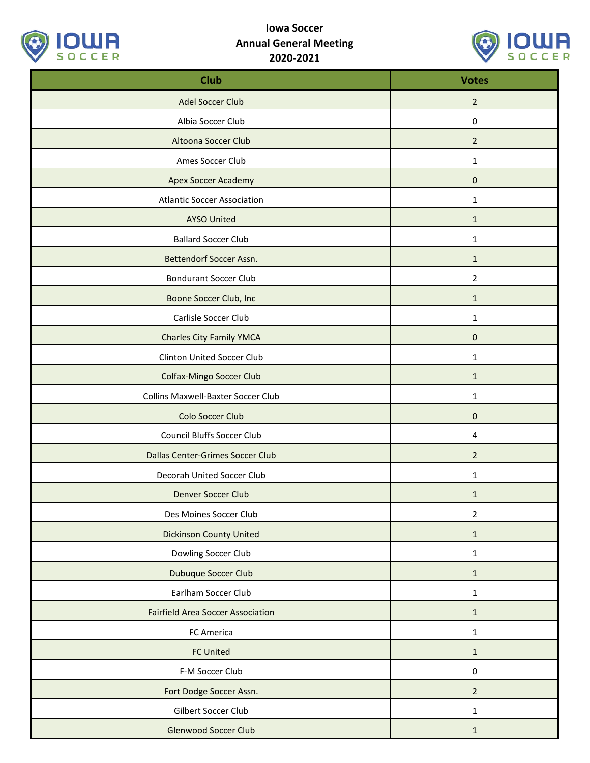# Iowa Soccer
## Annual General Meeting
## 2020-2021

| Club | Votes |
|---|---|
| Adel Soccer Club | 2 |
| Albia Soccer Club | 0 |
| Altoona Soccer Club | 2 |
| Ames Soccer Club | 1 |
| Apex Soccer Academy | 0 |
| Atlantic Soccer Association | 1 |
| AYSO United | 1 |
| Ballard Soccer Club | 1 |
| Bettendorf Soccer Assn. | 1 |
| Bondurant Soccer Club | 2 |
| Boone Soccer Club, Inc | 1 |
| Carlisle Soccer Club | 1 |
| Charles City Family YMCA | 0 |
| Clinton United Soccer Club | 1 |
| Colfax-Mingo Soccer Club | 1 |
| Collins Maxwell-Baxter Soccer Club | 1 |
| Colo Soccer Club | 0 |
| Council Bluffs Soccer Club | 4 |
| Dallas Center-Grimes Soccer Club | 2 |
| Decorah United Soccer Club | 1 |
| Denver Soccer Club | 1 |
| Des Moines Soccer Club | 2 |
| Dickinson County United | 1 |
| Dowling Soccer Club | 1 |
| Dubuque Soccer Club | 1 |
| Earlham Soccer Club | 1 |
| Fairfield Area Soccer Association | 1 |
| FC America | 1 |
| FC United | 1 |
| F-M Soccer Club | 0 |
| Fort Dodge Soccer Assn. | 2 |
| Gilbert Soccer Club | 1 |
| Glenwood Soccer Club | 1 |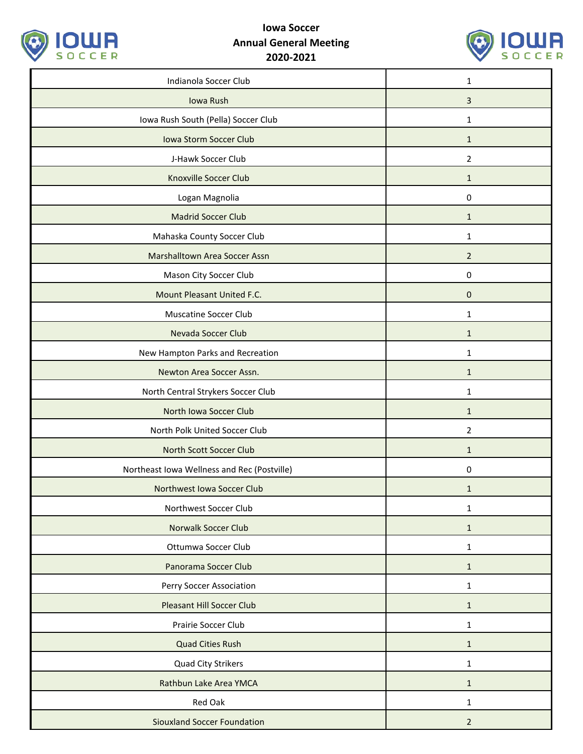**Iowa Soccer**
**Annual General Meeting**
**2020-2021**

| | |
|---|---|
| Indianola Soccer Club | 1 |
| Iowa Rush | 3 |
| Iowa Rush South (Pella) Soccer Club | 1 |
| Iowa Storm Soccer Club | 1 |
| J-Hawk Soccer Club | 2 |
| Knoxville Soccer Club | 1 |
| Logan Magnolia | 0 |
| Madrid Soccer Club | 1 |
| Mahaska County Soccer Club | 1 |
| Marshalltown Area Soccer Assn | 2 |
| Mason City Soccer Club | 0 |
| Mount Pleasant United F.C. | 0 |
| Muscatine Soccer Club | 1 |
| Nevada Soccer Club | 1 |
| New Hampton Parks and Recreation | 1 |
| Newton Area Soccer Assn. | 1 |
| North Central Strykers Soccer Club | 1 |
| North Iowa Soccer Club | 1 |
| North Polk United Soccer Club | 2 |
| North Scott Soccer Club | 1 |
| Northeast Iowa Wellness and Rec (Postville) | 0 |
| Northwest Iowa Soccer Club | 1 |
| Northwest Soccer Club | 1 |
| Norwalk Soccer Club | 1 |
| Ottumwa Soccer Club | 1 |
| Panorama Soccer Club | 1 |
| Perry Soccer Association | 1 |
| Pleasant Hill Soccer Club | 1 |
| Prairie Soccer Club | 1 |
| Quad Cities Rush | 1 |
| Quad City Strikers | 1 |
| Rathbun Lake Area YMCA | 1 |
| Red Oak | 1 |
| Siouxland Soccer Foundation | 2 |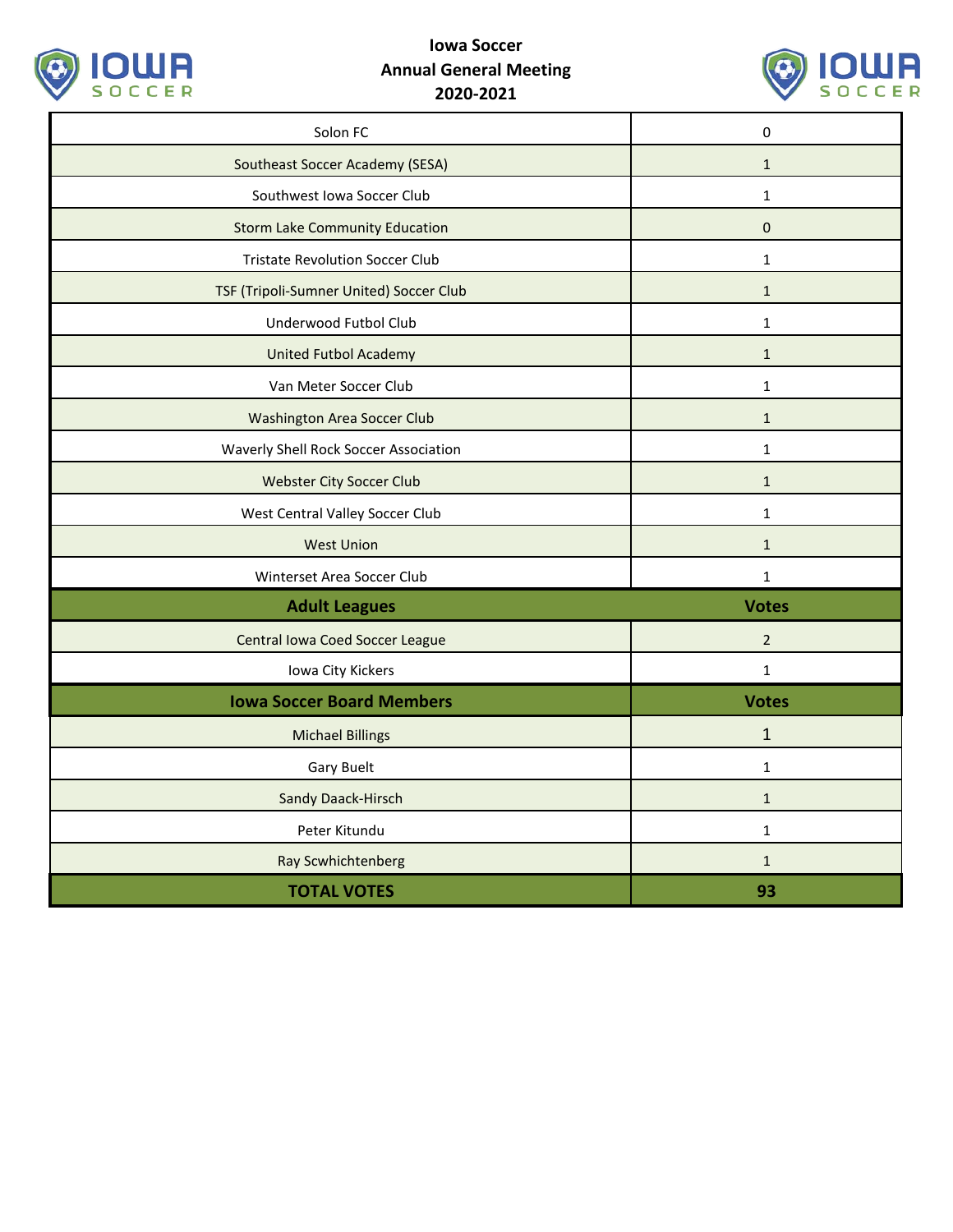# Iowa Soccer
## Annual General Meeting
## 2020-2021

| | |
|---|---|
| Solon FC | 0 |
| Southeast Soccer Academy (SESA) | 1 |
| Southwest Iowa Soccer Club | 1 |
| Storm Lake Community Education | 0 |
| Tristate Revolution Soccer Club | 1 |
| TSF (Tripoli-Sumner United) Soccer Club | 1 |
| Underwood Futbol Club | 1 |
| United Futbol Academy | 1 |
| Van Meter Soccer Club | 1 |
| Washington Area Soccer Club | 1 |
| Waverly Shell Rock Soccer Association | 1 |
| Webster City Soccer Club | 1 |
| West Central Valley Soccer Club | 1 |
| West Union | 1 |
| Winterset Area Soccer Club | 1 |
| **Adult Leagues** | **Votes** |
| Central Iowa Coed Soccer League | 2 |
| Iowa City Kickers | 1 |
| **Iowa Soccer Board Members** | **Votes** |
| Michael Billings | 1 |
| Gary Buelt | 1 |
| Sandy Daack-Hirsch | 1 |
| Peter Kitundu | 1 |
| Ray Scwhichtenberg | 1 |
| **TOTAL VOTES** | **93** |